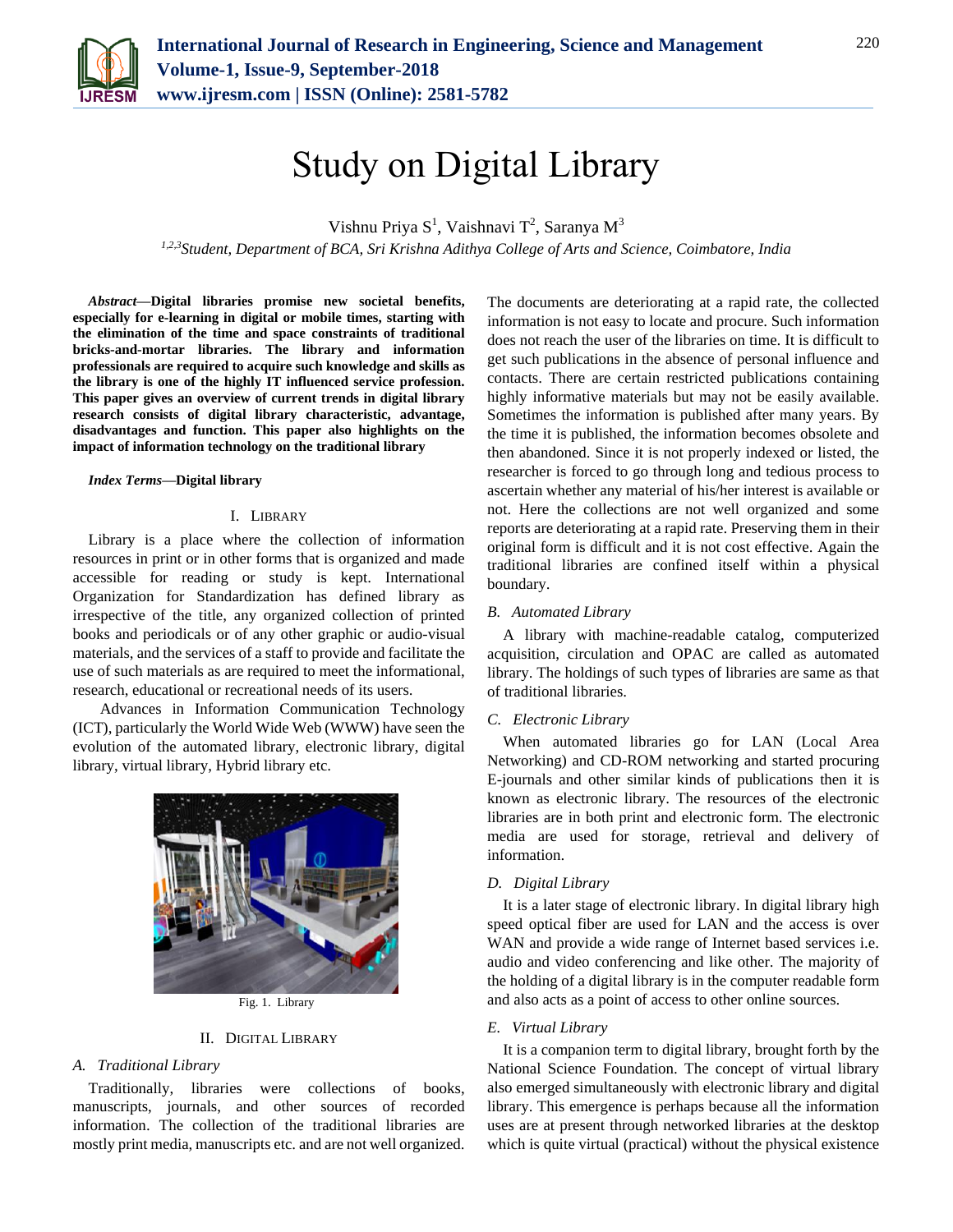# Study on Digital Library

Vishnu Priya S[1], Vaishnavi T[2], Saranya M[3]

[1,2,3]*Student, Department of BCA, Sri Krishna Adithya College of Arts and Science, Coimbatore, India*

***Abstract*—Digital libraries promise new societal benefits, especially for e-learning in digital or mobile times, starting with the elimination of the time and space constraints of traditional bricks-and-mortar libraries. The library and information professionals are required to acquire such knowledge and skills as the library is one of the highly IT influenced service profession. This paper gives an overview of current trends in digital library research consists of digital library characteristic, advantage, disadvantages and function. This paper also highlights on the impact of information technology on the traditional library**

***Index Terms*—Digital library**

## I. Library

Library is a place where the collection of information resources in print or in other forms that is organized and made accessible for reading or study is kept. International Organization for Standardization has defined library as irrespective of the title, any organized collection of printed books and periodicals or of any other graphic or audio-visual materials, and the services of a staff to provide and facilitate the use of such materials as are required to meet the informational, research, educational or recreational needs of its users.

Advances in Information Communication Technology (ICT), particularly the World Wide Web (WWW) have seen the evolution of the automated library, electronic library, digital library, virtual library, Hybrid library etc.

Fig. 1. Library

## II. Digital Library

### *A. Traditional Library*

Traditionally, libraries were collections of books, manuscripts, journals, and other sources of recorded information. The collection of the traditional libraries are mostly print media, manuscripts etc. and are not well organized. The documents are deteriorating at a rapid rate, the collected information is not easy to locate and procure. Such information does not reach the user of the libraries on time. It is difficult to get such publications in the absence of personal influence and contacts. There are certain restricted publications containing highly informative materials but may not be easily available. Sometimes the information is published after many years. By the time it is published, the information becomes obsolete and then abandoned. Since it is not properly indexed or listed, the researcher is forced to go through long and tedious process to ascertain whether any material of his/her interest is available or not. Here the collections are not well organized and some reports are deteriorating at a rapid rate. Preserving them in their original form is difficult and it is not cost effective. Again the traditional libraries are confined itself within a physical boundary.

### *B. Automated Library*

A library with machine-readable catalog, computerized acquisition, circulation and OPAC are called as automated library. The holdings of such types of libraries are same as that of traditional libraries.

### *C. Electronic Library*

When automated libraries go for LAN (Local Area Networking) and CD-ROM networking and started procuring E-journals and other similar kinds of publications then it is known as electronic library. The resources of the electronic libraries are in both print and electronic form. The electronic media are used for storage, retrieval and delivery of information.

### *D. Digital Library*

It is a later stage of electronic library. In digital library high speed optical fiber are used for LAN and the access is over WAN and provide a wide range of Internet based services i.e. audio and video conferencing and like other. The majority of the holding of a digital library is in the computer readable form and also acts as a point of access to other online sources.

### *E. Virtual Library*

It is a companion term to digital library, brought forth by the National Science Foundation. The concept of virtual library also emerged simultaneously with electronic library and digital library. This emergence is perhaps because all the information uses are at present through networked libraries at the desktop which is quite virtual (practical) without the physical existence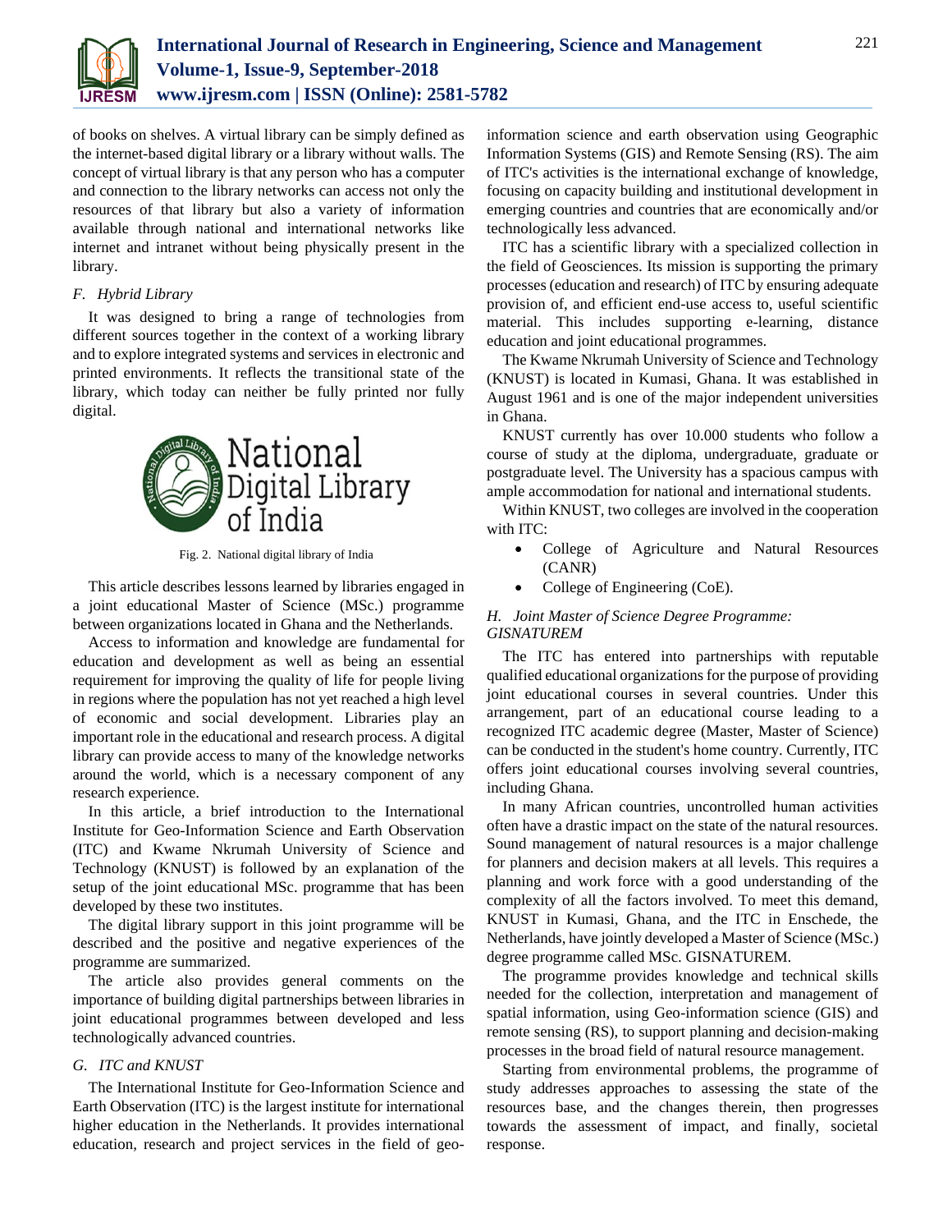of books on shelves. A virtual library can be simply defined as the internet-based digital library or a library without walls. The concept of virtual library is that any person who has a computer and connection to the library networks can access not only the resources of that library but also a variety of information available through national and international networks like internet and intranet without being physically present in the library.

### *F. Hybrid Library*

It was designed to bring a range of technologies from different sources together in the context of a working library and to explore integrated systems and services in electronic and printed environments. It reflects the transitional state of the library, which today can neither be fully printed nor fully digital.

Fig. 2. National digital library of India

This article describes lessons learned by libraries engaged in a joint educational Master of Science (MSc.) programme between organizations located in Ghana and the Netherlands.

Access to information and knowledge are fundamental for education and development as well as being an essential requirement for improving the quality of life for people living in regions where the population has not yet reached a high level of economic and social development. Libraries play an important role in the educational and research process. A digital library can provide access to many of the knowledge networks around the world, which is a necessary component of any research experience.

In this article, a brief introduction to the International Institute for Geo-Information Science and Earth Observation (ITC) and Kwame Nkrumah University of Science and Technology (KNUST) is followed by an explanation of the setup of the joint educational MSc. programme that has been developed by these two institutes.

The digital library support in this joint programme will be described and the positive and negative experiences of the programme are summarized.

The article also provides general comments on the importance of building digital partnerships between libraries in joint educational programmes between developed and less technologically advanced countries.

### *G. ITC and KNUST*

The International Institute for Geo-Information Science and Earth Observation (ITC) is the largest institute for international higher education in the Netherlands. It provides international education, research and project services in the field of geo-information science and earth observation using Geographic Information Systems (GIS) and Remote Sensing (RS). The aim of ITC's activities is the international exchange of knowledge, focusing on capacity building and institutional development in emerging countries and countries that are economically and/or technologically less advanced.

ITC has a scientific library with a specialized collection in the field of Geosciences. Its mission is supporting the primary processes (education and research) of ITC by ensuring adequate provision of, and efficient end-use access to, useful scientific material. This includes supporting e-learning, distance education and joint educational programmes.

The Kwame Nkrumah University of Science and Technology (KNUST) is located in Kumasi, Ghana. It was established in August 1961 and is one of the major independent universities in Ghana.

KNUST currently has over 10.000 students who follow a course of study at the diploma, undergraduate, graduate or postgraduate level. The University has a spacious campus with ample accommodation for national and international students.

Within KNUST, two colleges are involved in the cooperation with ITC:

- College of Agriculture and Natural Resources (CANR)
- College of Engineering (CoE).

### *H. Joint Master of Science Degree Programme: GISNATUREM*

The ITC has entered into partnerships with reputable qualified educational organizations for the purpose of providing joint educational courses in several countries. Under this arrangement, part of an educational course leading to a recognized ITC academic degree (Master, Master of Science) can be conducted in the student's home country. Currently, ITC offers joint educational courses involving several countries, including Ghana.

In many African countries, uncontrolled human activities often have a drastic impact on the state of the natural resources. Sound management of natural resources is a major challenge for planners and decision makers at all levels. This requires a planning and work force with a good understanding of the complexity of all the factors involved. To meet this demand, KNUST in Kumasi, Ghana, and the ITC in Enschede, the Netherlands, have jointly developed a Master of Science (MSc.) degree programme called MSc. GISNATUREM.

The programme provides knowledge and technical skills needed for the collection, interpretation and management of spatial information, using Geo-information science (GIS) and remote sensing (RS), to support planning and decision-making processes in the broad field of natural resource management.

Starting from environmental problems, the programme of study addresses approaches to assessing the state of the resources base, and the changes therein, then progresses towards the assessment of impact, and finally, societal response.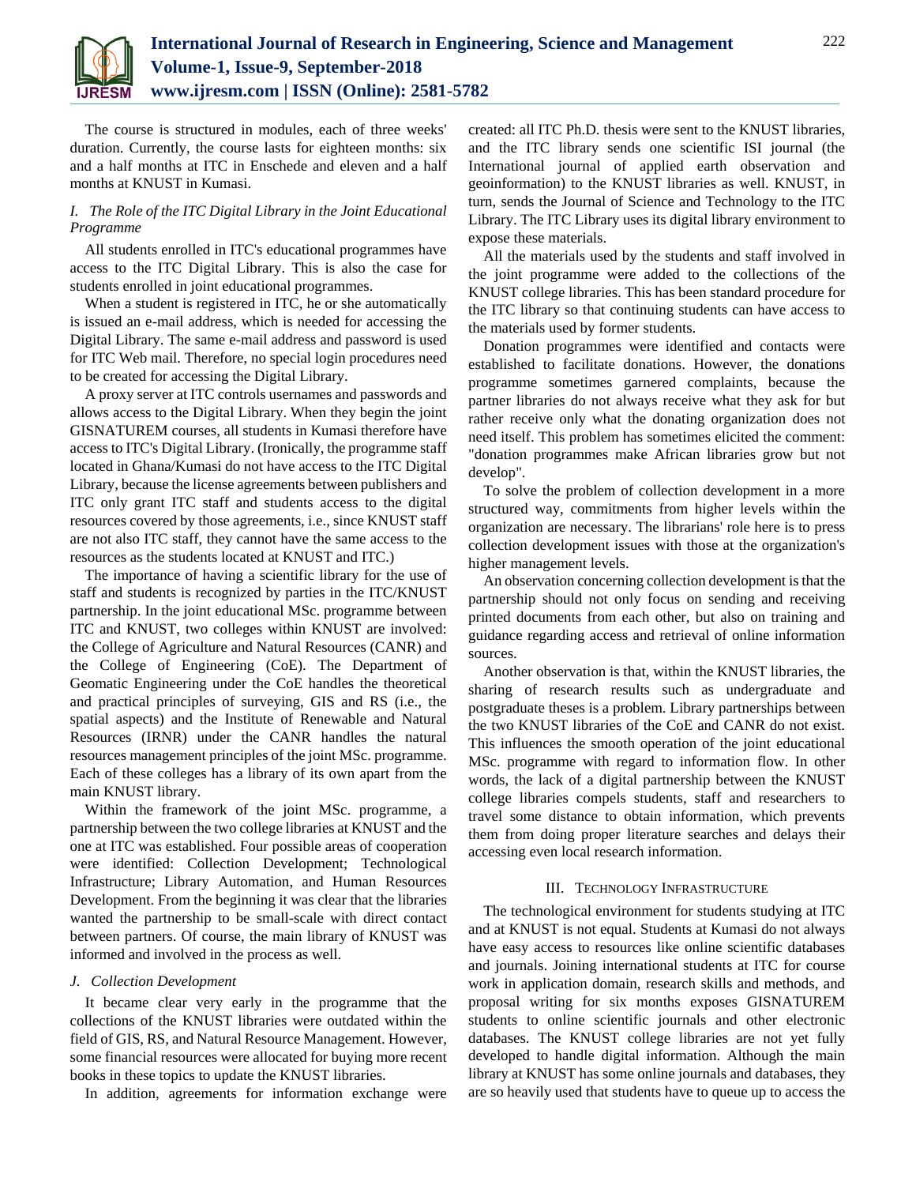The course is structured in modules, each of three weeks' duration. Currently, the course lasts for eighteen months: six and a half months at ITC in Enschede and eleven and a half months at KNUST in Kumasi.

### *I. The Role of the ITC Digital Library in the Joint Educational Programme*

All students enrolled in ITC's educational programmes have access to the ITC Digital Library. This is also the case for students enrolled in joint educational programmes.

When a student is registered in ITC, he or she automatically is issued an e-mail address, which is needed for accessing the Digital Library. The same e-mail address and password is used for ITC Web mail. Therefore, no special login procedures need to be created for accessing the Digital Library.

A proxy server at ITC controls usernames and passwords and allows access to the Digital Library. When they begin the joint GISNATUREM courses, all students in Kumasi therefore have access to ITC's Digital Library. (Ironically, the programme staff located in Ghana/Kumasi do not have access to the ITC Digital Library, because the license agreements between publishers and ITC only grant ITC staff and students access to the digital resources covered by those agreements, i.e., since KNUST staff are not also ITC staff, they cannot have the same access to the resources as the students located at KNUST and ITC.)

The importance of having a scientific library for the use of staff and students is recognized by parties in the ITC/KNUST partnership. In the joint educational MSc. programme between ITC and KNUST, two colleges within KNUST are involved: the College of Agriculture and Natural Resources (CANR) and the College of Engineering (CoE). The Department of Geomatic Engineering under the CoE handles the theoretical and practical principles of surveying, GIS and RS (i.e., the spatial aspects) and the Institute of Renewable and Natural Resources (IRNR) under the CANR handles the natural resources management principles of the joint MSc. programme. Each of these colleges has a library of its own apart from the main KNUST library.

Within the framework of the joint MSc. programme, a partnership between the two college libraries at KNUST and the one at ITC was established. Four possible areas of cooperation were identified: Collection Development; Technological Infrastructure; Library Automation, and Human Resources Development. From the beginning it was clear that the libraries wanted the partnership to be small-scale with direct contact between partners. Of course, the main library of KNUST was informed and involved in the process as well.

### *J. Collection Development*

It became clear very early in the programme that the collections of the KNUST libraries were outdated within the field of GIS, RS, and Natural Resource Management. However, some financial resources were allocated for buying more recent books in these topics to update the KNUST libraries.

In addition, agreements for information exchange were created: all ITC Ph.D. thesis were sent to the KNUST libraries, and the ITC library sends one scientific ISI journal (the International journal of applied earth observation and geoinformation) to the KNUST libraries as well. KNUST, in turn, sends the Journal of Science and Technology to the ITC Library. The ITC Library uses its digital library environment to expose these materials.

All the materials used by the students and staff involved in the joint programme were added to the collections of the KNUST college libraries. This has been standard procedure for the ITC library so that continuing students can have access to the materials used by former students.

Donation programmes were identified and contacts were established to facilitate donations. However, the donations programme sometimes garnered complaints, because the partner libraries do not always receive what they ask for but rather receive only what the donating organization does not need itself. This problem has sometimes elicited the comment: "donation programmes make African libraries grow but not develop".

To solve the problem of collection development in a more structured way, commitments from higher levels within the organization are necessary. The librarians' role here is to press collection development issues with those at the organization's higher management levels.

An observation concerning collection development is that the partnership should not only focus on sending and receiving printed documents from each other, but also on training and guidance regarding access and retrieval of online information sources.

Another observation is that, within the KNUST libraries, the sharing of research results such as undergraduate and postgraduate theses is a problem. Library partnerships between the two KNUST libraries of the CoE and CANR do not exist. This influences the smooth operation of the joint educational MSc. programme with regard to information flow. In other words, the lack of a digital partnership between the KNUST college libraries compels students, staff and researchers to travel some distance to obtain information, which prevents them from doing proper literature searches and delays their accessing even local research information.

## III. Technology Infrastructure

The technological environment for students studying at ITC and at KNUST is not equal. Students at Kumasi do not always have easy access to resources like online scientific databases and journals. Joining international students at ITC for course work in application domain, research skills and methods, and proposal writing for six months exposes GISNATUREM students to online scientific journals and other electronic databases. The KNUST college libraries are not yet fully developed to handle digital information. Although the main library at KNUST has some online journals and databases, they are so heavily used that students have to queue up to access the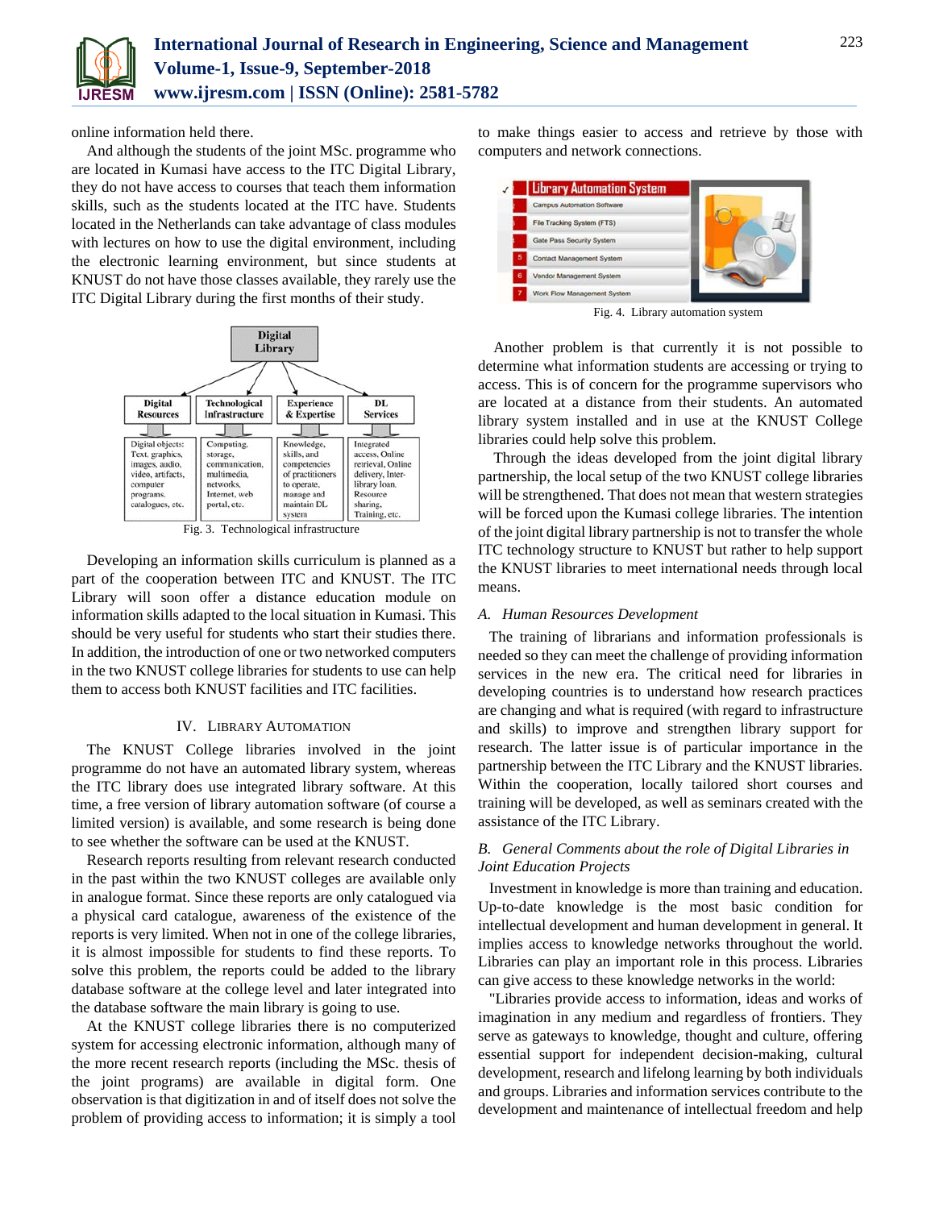online information held there.

And although the students of the joint MSc. programme who are located in Kumasi have access to the ITC Digital Library, they do not have access to courses that teach them information skills, such as the students located at the ITC have. Students located in the Netherlands can take advantage of class modules with lectures on how to use the digital environment, including the electronic learning environment, but since students at KNUST do not have those classes available, they rarely use the ITC Digital Library during the first months of their study.

Fig. 3. Technological infrastructure

Developing an information skills curriculum is planned as a part of the cooperation between ITC and KNUST. The ITC Library will soon offer a distance education module on information skills adapted to the local situation in Kumasi. This should be very useful for students who start their studies there. In addition, the introduction of one or two networked computers in the two KNUST college libraries for students to use can help them to access both KNUST facilities and ITC facilities.

## IV. Library Automation

The KNUST College libraries involved in the joint programme do not have an automated library system, whereas the ITC library does use integrated library software. At this time, a free version of library automation software (of course a limited version) is available, and some research is being done to see whether the software can be used at the KNUST.

Research reports resulting from relevant research conducted in the past within the two KNUST colleges are available only in analogue format. Since these reports are only catalogued via a physical card catalogue, awareness of the existence of the reports is very limited. When not in one of the college libraries, it is almost impossible for students to find these reports. To solve this problem, the reports could be added to the library database software at the college level and later integrated into the database software the main library is going to use.

At the KNUST college libraries there is no computerized system for accessing electronic information, although many of the more recent research reports (including the MSc. thesis of the joint programs) are available in digital form. One observation is that digitization in and of itself does not solve the problem of providing access to information; it is simply a tool to make things easier to access and retrieve by those with computers and network connections.

Fig. 4. Library automation system

Another problem is that currently it is not possible to determine what information students are accessing or trying to access. This is of concern for the programme supervisors who are located at a distance from their students. An automated library system installed and in use at the KNUST College libraries could help solve this problem.

Through the ideas developed from the joint digital library partnership, the local setup of the two KNUST college libraries will be strengthened. That does not mean that western strategies will be forced upon the Kumasi college libraries. The intention of the joint digital library partnership is not to transfer the whole ITC technology structure to KNUST but rather to help support the KNUST libraries to meet international needs through local means.

### A. *Human Resources Development*

The training of librarians and information professionals is needed so they can meet the challenge of providing information services in the new era. The critical need for libraries in developing countries is to understand how research practices are changing and what is required (with regard to infrastructure and skills) to improve and strengthen library support for research. The latter issue is of particular importance in the partnership between the ITC Library and the KNUST libraries. Within the cooperation, locally tailored short courses and training will be developed, as well as seminars created with the assistance of the ITC Library.

### B. *General Comments about the role of Digital Libraries in Joint Education Projects*

Investment in knowledge is more than training and education. Up-to-date knowledge is the most basic condition for intellectual development and human development in general. It implies access to knowledge networks throughout the world. Libraries can play an important role in this process. Libraries can give access to these knowledge networks in the world:

"Libraries provide access to information, ideas and works of imagination in any medium and regardless of frontiers. They serve as gateways to knowledge, thought and culture, offering essential support for independent decision-making, cultural development, research and lifelong learning by both individuals and groups. Libraries and information services contribute to the development and maintenance of intellectual freedom and help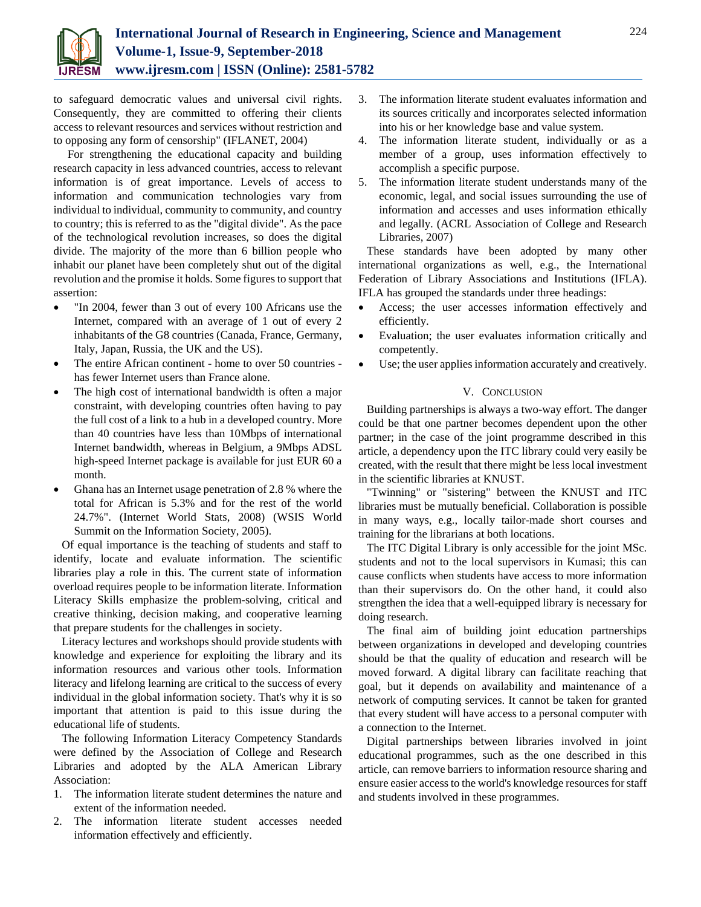to safeguard democratic values and universal civil rights. Consequently, they are committed to offering their clients access to relevant resources and services without restriction and to opposing any form of censorship" (IFLANET, 2004)

For strengthening the educational capacity and building research capacity in less advanced countries, access to relevant information is of great importance. Levels of access to information and communication technologies vary from individual to individual, community to community, and country to country; this is referred to as the "digital divide". As the pace of the technological revolution increases, so does the digital divide. The majority of the more than 6 billion people who inhabit our planet have been completely shut out of the digital revolution and the promise it holds. Some figures to support that assertion:

- "In 2004, fewer than 3 out of every 100 Africans use the Internet, compared with an average of 1 out of every 2 inhabitants of the G8 countries (Canada, France, Germany, Italy, Japan, Russia, the UK and the US).
- The entire African continent - home to over 50 countries - has fewer Internet users than France alone.
- The high cost of international bandwidth is often a major constraint, with developing countries often having to pay the full cost of a link to a hub in a developed country. More than 40 countries have less than 10Mbps of international Internet bandwidth, whereas in Belgium, a 9Mbps ADSL high-speed Internet package is available for just EUR 60 a month.
- Ghana has an Internet usage penetration of 2.8 % where the total for African is 5.3% and for the rest of the world 24.7%". (Internet World Stats, 2008) (WSIS World Summit on the Information Society, 2005).

Of equal importance is the teaching of students and staff to identify, locate and evaluate information. The scientific libraries play a role in this. The current state of information overload requires people to be information literate. Information Literacy Skills emphasize the problem-solving, critical and creative thinking, decision making, and cooperative learning that prepare students for the challenges in society.

Literacy lectures and workshops should provide students with knowledge and experience for exploiting the library and its information resources and various other tools. Information literacy and lifelong learning are critical to the success of every individual in the global information society. That's why it is so important that attention is paid to this issue during the educational life of students.

The following Information Literacy Competency Standards were defined by the Association of College and Research Libraries and adopted by the ALA American Library Association:

1. The information literate student determines the nature and extent of the information needed.
2. The information literate student accesses needed information effectively and efficiently.
3. The information literate student evaluates information and its sources critically and incorporates selected information into his or her knowledge base and value system.
4. The information literate student, individually or as a member of a group, uses information effectively to accomplish a specific purpose.
5. The information literate student understands many of the economic, legal, and social issues surrounding the use of information and accesses and uses information ethically and legally. (ACRL Association of College and Research Libraries, 2007)

These standards have been adopted by many other international organizations as well, e.g., the International Federation of Library Associations and Institutions (IFLA). IFLA has grouped the standards under three headings:

- Access; the user accesses information effectively and efficiently.
- Evaluation; the user evaluates information critically and competently.
- Use; the user applies information accurately and creatively.

## V. Conclusion

Building partnerships is always a two-way effort. The danger could be that one partner becomes dependent upon the other partner; in the case of the joint programme described in this article, a dependency upon the ITC library could very easily be created, with the result that there might be less local investment in the scientific libraries at KNUST.

"Twinning" or "sistering" between the KNUST and ITC libraries must be mutually beneficial. Collaboration is possible in many ways, e.g., locally tailor-made short courses and training for the librarians at both locations.

The ITC Digital Library is only accessible for the joint MSc. students and not to the local supervisors in Kumasi; this can cause conflicts when students have access to more information than their supervisors do. On the other hand, it could also strengthen the idea that a well-equipped library is necessary for doing research.

The final aim of building joint education partnerships between organizations in developed and developing countries should be that the quality of education and research will be moved forward. A digital library can facilitate reaching that goal, but it depends on availability and maintenance of a network of computing services. It cannot be taken for granted that every student will have access to a personal computer with a connection to the Internet.

Digital partnerships between libraries involved in joint educational programmes, such as the one described in this article, can remove barriers to information resource sharing and ensure easier access to the world's knowledge resources for staff and students involved in these programmes.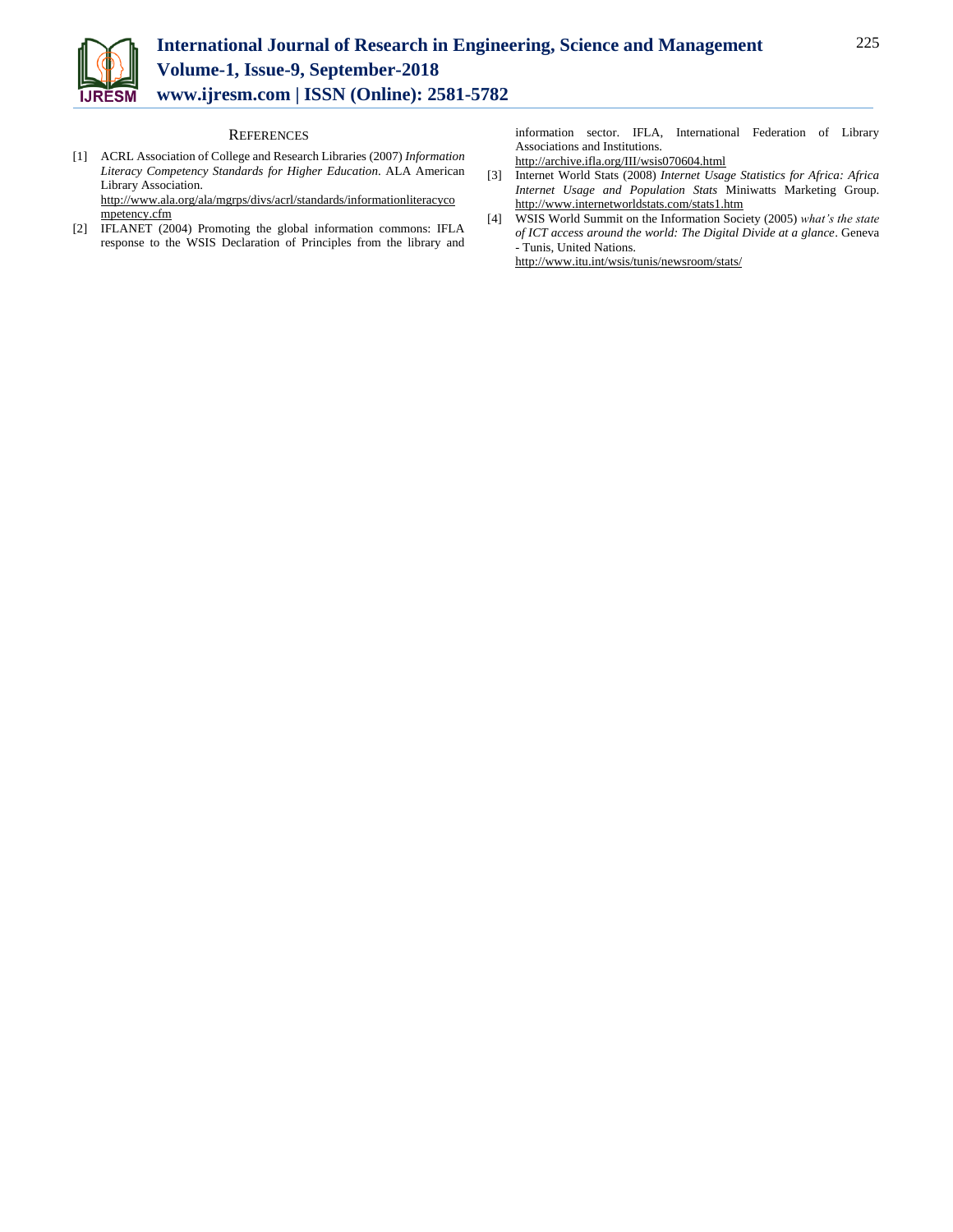## References

[1] ACRL Association of College and Research Libraries (2007) *Information Literacy Competency Standards for Higher Education*. ALA American Library Association. http://www.ala.org/ala/mgrps/divs/acrl/standards/informationliteracycompetency.cfm

[2] IFLANET (2004) Promoting the global information commons: IFLA response to the WSIS Declaration of Principles from the library and information sector. IFLA, International Federation of Library Associations and Institutions. http://archive.ifla.org/III/wsis070604.html

[3] Internet World Stats (2008) *Internet Usage Statistics for Africa: Africa Internet Usage and Population Stats* Miniwatts Marketing Group. http://www.internetworldstats.com/stats1.htm

[4] WSIS World Summit on the Information Society (2005) *what's the state of ICT access around the world: The Digital Divide at a glance*. Geneva - Tunis, United Nations. http://www.itu.int/wsis/tunis/newsroom/stats/